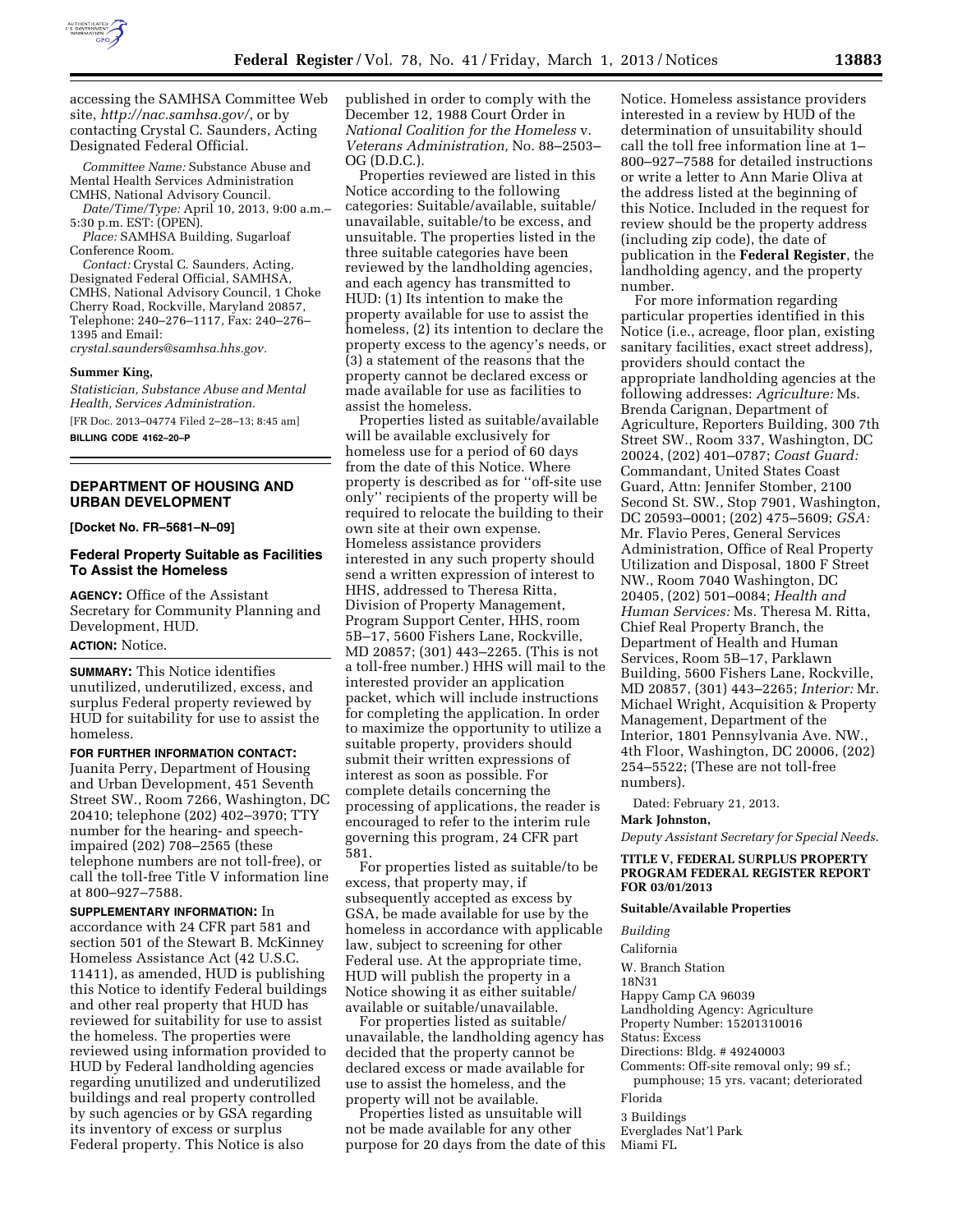accessing the SAMHSA Committee Web site, *http://nac.samhsa.gov/*, or by contacting Crystal C. Saunders, Acting Designated Federal Official.

*Committee Name:* Substance Abuse and Mental Health Services Administration CMHS, National Advisory Council.

*Date/Time/Type:* April 10, 2013, 9:00 a.m.–5:30 p.m. EST: (OPEN).

*Place:* SAMHSA Building, Sugarloaf Conference Room.

*Contact:* Crystal C. Saunders, Acting, Designated Federal Official, SAMHSA, CMHS, National Advisory Council, 1 Choke Cherry Road, Rockville, Maryland 20857, Telephone: 240–276–1117, Fax: 240–276–1395 and Email: *crystal.saunders@samhsa.hhs.gov.*

**Summer King,**

*Statistician, Substance Abuse and Mental Health, Services Administration.*

[FR Doc. 2013–04774 Filed 2–28–13; 8:45 am]

**BILLING CODE 4162–20–P**

## DEPARTMENT OF HOUSING AND URBAN DEVELOPMENT

**[Docket No. FR–5681–N–09]**

## Federal Property Suitable as Facilities To Assist the Homeless

**AGENCY:** Office of the Assistant Secretary for Community Planning and Development, HUD.

**ACTION:** Notice.

**SUMMARY:** This Notice identifies unutilized, underutilized, excess, and surplus Federal property reviewed by HUD for suitability for use to assist the homeless.

**FOR FURTHER INFORMATION CONTACT:** Juanita Perry, Department of Housing and Urban Development, 451 Seventh Street SW., Room 7266, Washington, DC 20410; telephone (202) 402–3970; TTY number for the hearing- and speech-impaired (202) 708–2565 (these telephone numbers are not toll-free), or call the toll-free Title V information line at 800–927–7588.

**SUPPLEMENTARY INFORMATION:** In accordance with 24 CFR part 581 and section 501 of the Stewart B. McKinney Homeless Assistance Act (42 U.S.C. 11411), as amended, HUD is publishing this Notice to identify Federal buildings and other real property that HUD has reviewed for suitability for use to assist the homeless. The properties were reviewed using information provided to HUD by Federal landholding agencies regarding unutilized and underutilized buildings and real property controlled by such agencies or by GSA regarding its inventory of excess or surplus Federal property. This Notice is also published in order to comply with the December 12, 1988 Court Order in *National Coalition for the Homeless* v. *Veterans Administration,* No. 88–2503–OG (D.D.C.).

Properties reviewed are listed in this Notice according to the following categories: Suitable/available, suitable/unavailable, suitable/to be excess, and unsuitable. The properties listed in the three suitable categories have been reviewed by the landholding agencies, and each agency has transmitted to HUD: (1) Its intention to make the property available for use to assist the homeless, (2) its intention to declare the property excess to the agency's needs, or (3) a statement of the reasons that the property cannot be declared excess or made available for use as facilities to assist the homeless.

Properties listed as suitable/available will be available exclusively for homeless use for a period of 60 days from the date of this Notice. Where property is described as for ''off-site use only'' recipients of the property will be required to relocate the building to their own site at their own expense. Homeless assistance providers interested in any such property should send a written expression of interest to HHS, addressed to Theresa Ritta, Division of Property Management, Program Support Center, HHS, room 5B–17, 5600 Fishers Lane, Rockville, MD 20857; (301) 443–2265. (This is not a toll-free number.) HHS will mail to the interested provider an application packet, which will include instructions for completing the application. In order to maximize the opportunity to utilize a suitable property, providers should submit their written expressions of interest as soon as possible. For complete details concerning the processing of applications, the reader is encouraged to refer to the interim rule governing this program, 24 CFR part 581.

For properties listed as suitable/to be excess, that property may, if subsequently accepted as excess by GSA, be made available for use by the homeless in accordance with applicable law, subject to screening for other Federal use. At the appropriate time, HUD will publish the property in a Notice showing it as either suitable/available or suitable/unavailable.

For properties listed as suitable/unavailable, the landholding agency has decided that the property cannot be declared excess or made available for use to assist the homeless, and the property will not be available.

Properties listed as unsuitable will not be made available for any other purpose for 20 days from the date of this Notice. Homeless assistance providers interested in a review by HUD of the determination of unsuitability should call the toll free information line at 1–800–927–7588 for detailed instructions or write a letter to Ann Marie Oliva at the address listed at the beginning of this Notice. Included in the request for review should be the property address (including zip code), the date of publication in the **Federal Register**, the landholding agency, and the property number.

For more information regarding particular properties identified in this Notice (i.e., acreage, floor plan, existing sanitary facilities, exact street address), providers should contact the appropriate landholding agencies at the following addresses: *Agriculture:* Ms. Brenda Carignan, Department of Agriculture, Reporters Building, 300 7th Street SW., Room 337, Washington, DC 20024, (202) 401–0787; *Coast Guard:* Commandant, United States Coast Guard, Attn: Jennifer Stomber, 2100 Second St. SW., Stop 7901, Washington, DC 20593–0001; (202) 475–5609; *GSA:* Mr. Flavio Peres, General Services Administration, Office of Real Property Utilization and Disposal, 1800 F Street NW., Room 7040 Washington, DC 20405, (202) 501–0084; *Health and Human Services:* Ms. Theresa M. Ritta, Chief Real Property Branch, the Department of Health and Human Services, Room 5B–17, Parklawn Building, 5600 Fishers Lane, Rockville, MD 20857, (301) 443–2265; *Interior:* Mr. Michael Wright, Acquisition & Property Management, Department of the Interior, 1801 Pennsylvania Ave. NW., 4th Floor, Washington, DC 20006, (202) 254–5522; (These are not toll-free numbers).

Dated: February 21, 2013.

**Mark Johnston,**

*Deputy Assistant Secretary for Special Needs.*

### TITLE V, FEDERAL SURPLUS PROPERTY PROGRAM FEDERAL REGISTER REPORT FOR 03/01/2013

#### Suitable/Available Properties

*Building*

California

W. Branch Station
18N31
Happy Camp CA 96039
Landholding Agency: Agriculture
Property Number: 15201310016
Status: Excess
Directions: Bldg. # 49240003
Comments: Off-site removal only; 99 sf.; pumphouse; 15 yrs. vacant; deteriorated

Florida

3 Buildings
Everglades Nat'l Park
Miami FL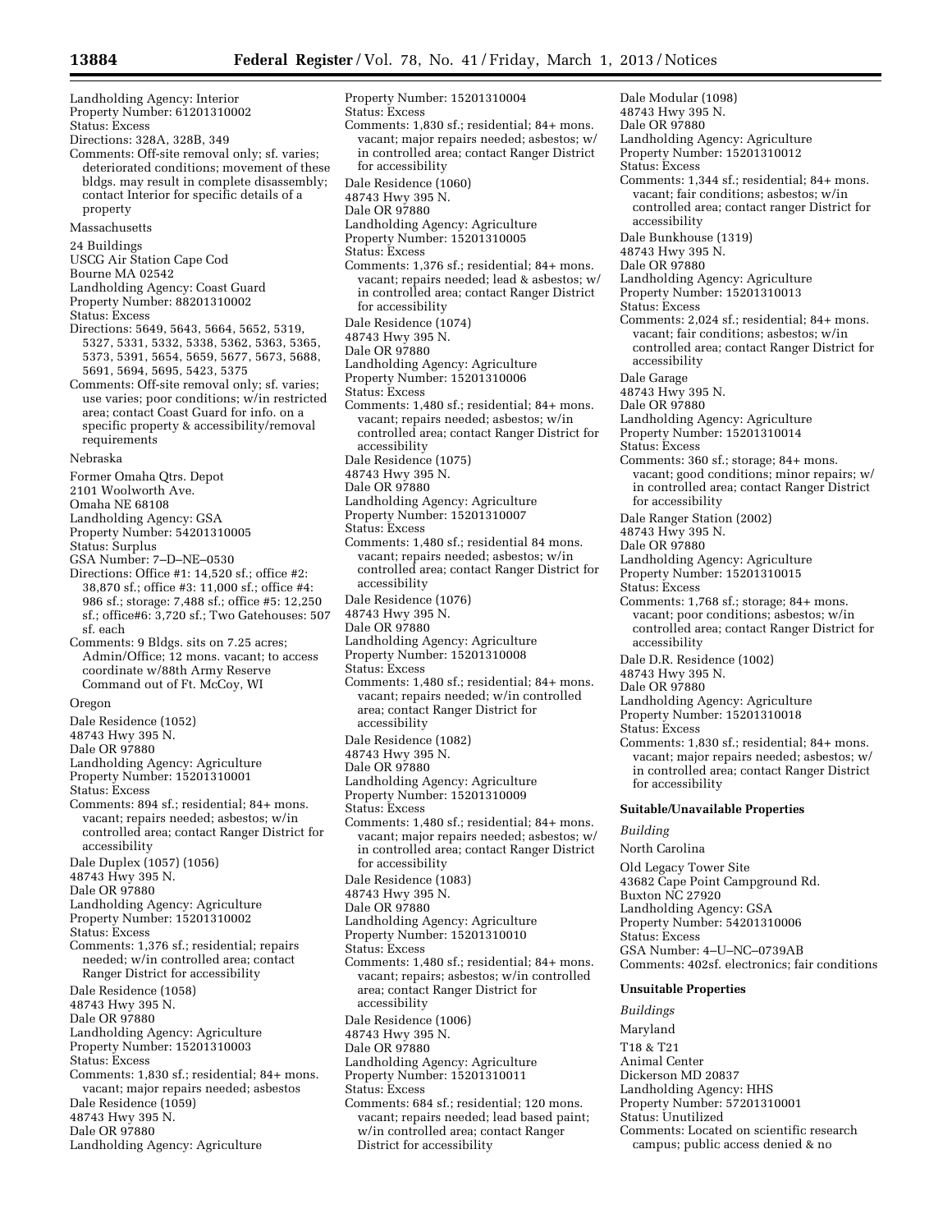Landholding Agency: Interior
Property Number: 61201310002
Status: Excess
Directions: 328A, 328B, 349
Comments: Off-site removal only; sf. varies; deteriorated conditions; movement of these bldgs. may result in complete disassembly; contact Interior for specific details of a property

Massachusetts

24 Buildings
USCG Air Station Cape Cod
Bourne MA 02542
Landholding Agency: Coast Guard
Property Number: 88201310002
Status: Excess
Directions: 5649, 5643, 5664, 5652, 5319, 5327, 5331, 5332, 5338, 5362, 5363, 5365, 5373, 5391, 5654, 5659, 5677, 5673, 5688, 5691, 5694, 5695, 5423, 5375
Comments: Off-site removal only; sf. varies; use varies; poor conditions; w/in restricted area; contact Coast Guard for info. on a specific property & accessibility/removal requirements

Nebraska

Former Omaha Qtrs. Depot
2101 Woolworth Ave.
Omaha NE 68108
Landholding Agency: GSA
Property Number: 54201310005
Status: Surplus
GSA Number: 7–D–NE–0530
Directions: Office #1: 14,520 sf.; office #2: 38,870 sf.; office #3: 11,000 sf.; office #4: 986 sf.; storage: 7,488 sf.; office #5: 12,250 sf.; office#6: 3,720 sf.; Two Gatehouses: 507 sf. each
Comments: 9 Bldgs. sits on 7.25 acres; Admin/Office; 12 mons. vacant; to access coordinate w/88th Army Reserve Command out of Ft. McCoy, WI

Oregon

Dale Residence (1052)
48743 Hwy 395 N.
Dale OR 97880
Landholding Agency: Agriculture
Property Number: 15201310001
Status: Excess
Comments: 894 sf.; residential; 84+ mons. vacant; repairs needed; asbestos; w/in controlled area; contact Ranger District for accessibility

Dale Duplex (1057) (1056)
48743 Hwy 395 N.
Dale OR 97880
Landholding Agency: Agriculture
Property Number: 15201310002
Status: Excess
Comments: 1,376 sf.; residential; repairs needed; w/in controlled area; contact Ranger District for accessibility

Dale Residence (1058)
48743 Hwy 395 N.
Dale OR 97880
Landholding Agency: Agriculture
Property Number: 15201310003
Status: Excess
Comments: 1,830 sf.; residential; 84+ mons. vacant; major repairs needed; asbestos

Dale Residence (1059)
48743 Hwy 395 N.
Dale OR 97880
Landholding Agency: Agriculture
Property Number: 15201310004
Status: Excess
Comments: 1,830 sf.; residential; 84+ mons. vacant; major repairs needed; asbestos; w/in controlled area; contact Ranger District for accessibility

Dale Residence (1060)
48743 Hwy 395 N.
Dale OR 97880
Landholding Agency: Agriculture
Property Number: 15201310005
Status: Excess
Comments: 1,376 sf.; residential; 84+ mons. vacant; repairs needed; lead & asbestos; w/in controlled area; contact Ranger District for accessibility

Dale Residence (1074)
48743 Hwy 395 N.
Dale OR 97880
Landholding Agency: Agriculture
Property Number: 15201310006
Status: Excess
Comments: 1,480 sf.; residential; 84+ mons. vacant; repairs needed; asbestos; w/in controlled area; contact Ranger District for accessibility

Dale Residence (1075)
48743 Hwy 395 N.
Dale OR 97880
Landholding Agency: Agriculture
Property Number: 15201310007
Status: Excess
Comments: 1,480 sf.; residential 84 mons. vacant; repairs needed; asbestos; w/in controlled area; contact Ranger District for accessibility

Dale Residence (1076)
48743 Hwy 395 N.
Dale OR 97880
Landholding Agency: Agriculture
Property Number: 15201310008
Status: Excess
Comments: 1,480 sf.; residential; 84+ mons. vacant; repairs needed; w/in controlled area; contact Ranger District for accessibility

Dale Residence (1082)
48743 Hwy 395 N.
Dale OR 97880
Landholding Agency: Agriculture
Property Number: 15201310009
Status: Excess
Comments: 1,480 sf.; residential; 84+ mons. vacant; major repairs needed; asbestos; w/in controlled area; contact Ranger District for accessibility

Dale Residence (1083)
48743 Hwy 395 N.
Dale OR 97880
Landholding Agency: Agriculture
Property Number: 15201310010
Status: Excess
Comments: 1,480 sf.; residential; 84+ mons. vacant; repairs; asbestos; w/in controlled area; contact Ranger District for accessibility

Dale Residence (1006)
48743 Hwy 395 N.
Dale OR 97880
Landholding Agency: Agriculture
Property Number: 15201310011
Status: Excess
Comments: 684 sf.; residential; 120 mons. vacant; repairs needed; lead based paint; w/in controlled area; contact Ranger District for accessibility

Dale Modular (1098)
48743 Hwy 395 N.
Dale OR 97880
Landholding Agency: Agriculture
Property Number: 15201310012
Status: Excess
Comments: 1,344 sf.; residential; 84+ mons. vacant; fair conditions; asbestos; w/in controlled area; contact ranger District for accessibility

Dale Bunkhouse (1319)
48743 Hwy 395 N.
Dale OR 97880
Landholding Agency: Agriculture
Property Number: 15201310013
Status: Excess
Comments: 2,024 sf.; residential; 84+ mons. vacant; fair conditions; asbestos; w/in controlled area; contact Ranger District for accessibility

Dale Garage
48743 Hwy 395 N.
Dale OR 97880
Landholding Agency: Agriculture
Property Number: 15201310014
Status: Excess
Comments: 360 sf.; storage; 84+ mons. vacant; good conditions; minor repairs; w/in controlled area; contact Ranger District for accessibility

Dale Ranger Station (2002)
48743 Hwy 395 N.
Dale OR 97880
Landholding Agency: Agriculture
Property Number: 15201310015
Status: Excess
Comments: 1,768 sf.; storage; 84+ mons. vacant; poor conditions; asbestos; w/in controlled area; contact Ranger District for accessibility

Dale D.R. Residence (1002)
48743 Hwy 395 N.
Dale OR 97880
Landholding Agency: Agriculture
Property Number: 15201310018
Status: Excess
Comments: 1,830 sf.; residential; 84+ mons. vacant; major repairs needed; asbestos; w/in controlled area; contact Ranger District for accessibility

**Suitable/Unavailable Properties**

*Building*

North Carolina

Old Legacy Tower Site
43682 Cape Point Campground Rd.
Buxton NC 27920
Landholding Agency: GSA
Property Number: 54201310006
Status: Excess
GSA Number: 4–U–NC–0739AB
Comments: 402sf. electronics; fair conditions

**Unsuitable Properties**

*Buildings*

Maryland

T18 & T21
Animal Center
Dickerson MD 20837
Landholding Agency: HHS
Property Number: 57201310001
Status: Unutilized
Comments: Located on scientific research campus; public access denied & no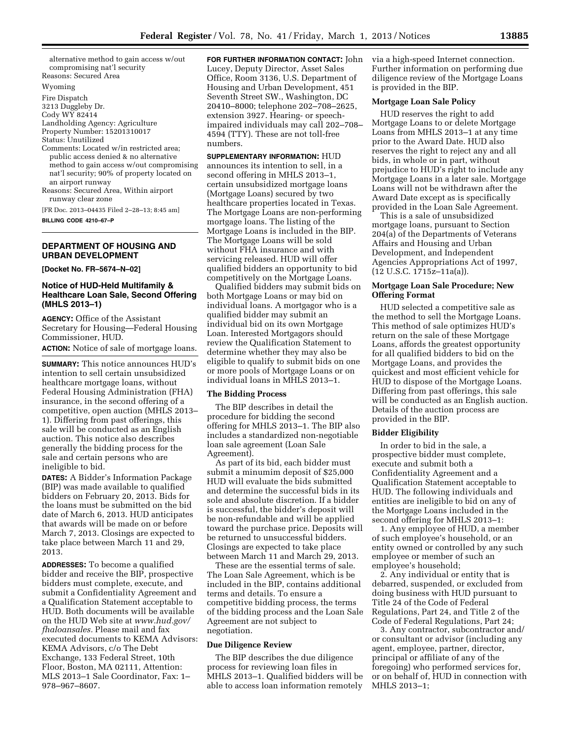alternative method to gain access w/out compromising nat'l security

Reasons: Secured Area

Wyoming

Fire Dispatch
3213 Duggleby Dr.
Cody WY 82414
Landholding Agency: Agriculture
Property Number: 15201310017
Status: Unutilized
Comments: Located w/in restricted area; public access denied & no alternative method to gain access w/out compromising nat'l security; 90% of property located on an airport runway
Reasons: Secured Area, Within airport runway clear zone

[FR Doc. 2013–04435 Filed 2–28–13; 8:45 am]

**BILLING CODE 4210–67–P**

## DEPARTMENT OF HOUSING AND URBAN DEVELOPMENT

**[Docket No. FR–5674–N–02]**

### Notice of HUD-Held Multifamily & Healthcare Loan Sale, Second Offering (MHLS 2013–1)

**AGENCY:** Office of the Assistant Secretary for Housing—Federal Housing Commissioner, HUD.

**ACTION:** Notice of sale of mortgage loans.

**SUMMARY:** This notice announces HUD's intention to sell certain unsubsidized healthcare mortgage loans, without Federal Housing Administration (FHA) insurance, in the second offering of a competitive, open auction (MHLS 2013–1). Differing from past offerings, this sale will be conducted as an English auction. This notice also describes generally the bidding process for the sale and certain persons who are ineligible to bid.

**DATES:** A Bidder's Information Package (BIP) was made available to qualified bidders on February 20, 2013. Bids for the loans must be submitted on the bid date of March 6, 2013. HUD anticipates that awards will be made on or before March 7, 2013. Closings are expected to take place between March 11 and 29, 2013.

**ADDRESSES:** To become a qualified bidder and receive the BIP, prospective bidders must complete, execute, and submit a Confidentiality Agreement and a Qualification Statement acceptable to HUD. Both documents will be available on the HUD Web site at *www.hud.gov/fhaloansales*. Please mail and fax executed documents to KEMA Advisors: KEMA Advisors, c/o The Debt Exchange, 133 Federal Street, 10th Floor, Boston, MA 02111, Attention: MLS 2013–1 Sale Coordinator, Fax: 1–978–967–8607.

**FOR FURTHER INFORMATION CONTACT:** John Lucey, Deputy Director, Asset Sales Office, Room 3136, U.S. Department of Housing and Urban Development, 451 Seventh Street SW., Washington, DC 20410–8000; telephone 202–708–2625, extension 3927. Hearing- or speech-impaired individuals may call 202–708–4594 (TTY). These are not toll-free numbers.

**SUPPLEMENTARY INFORMATION:** HUD announces its intention to sell, in a second offering in MHLS 2013–1, certain unsubsidized mortgage loans (Mortgage Loans) secured by two healthcare properties located in Texas. The Mortgage Loans are non-performing mortgage loans. The listing of the Mortgage Loans is included in the BIP. The Mortgage Loans will be sold without FHA insurance and with servicing released. HUD will offer qualified bidders an opportunity to bid competitively on the Mortgage Loans.

Qualified bidders may submit bids on both Mortgage Loans or may bid on individual loans. A mortgagor who is a qualified bidder may submit an individual bid on its own Mortgage Loan. Interested Mortgagors should review the Qualification Statement to determine whether they may also be eligible to qualify to submit bids on one or more pools of Mortgage Loans or on individual loans in MHLS 2013–1.

#### The Bidding Process

The BIP describes in detail the procedure for bidding the second offering for MHLS 2013–1. The BIP also includes a standardized non-negotiable loan sale agreement (Loan Sale Agreement).

As part of its bid, each bidder must submit a minumim deposit of $25,000 HUD will evaluate the bids submitted and determine the successful bids in its sole and absolute discretion. If a bidder is successful, the bidder's deposit will be non-refundable and will be applied toward the purchase price. Deposits will be returned to unsuccessful bidders. Closings are expected to take place between March 11 and March 29, 2013.

These are the essential terms of sale. The Loan Sale Agreement, which is be included in the BIP, contains additional terms and details. To ensure a competitive bidding process, the terms of the bidding process and the Loan Sale Agreement are not subject to negotiation.

#### Due Diligence Review

The BIP describes the due diligence process for reviewing loan files in MHLS 2013–1. Qualified bidders will be able to access loan information remotely via a high-speed Internet connection. Further information on performing due diligence review of the Mortgage Loans is provided in the BIP.

#### Mortgage Loan Sale Policy

HUD reserves the right to add Mortgage Loans to or delete Mortgage Loans from MHLS 2013–1 at any time prior to the Award Date. HUD also reserves the right to reject any and all bids, in whole or in part, without prejudice to HUD's right to include any Mortgage Loans in a later sale. Mortgage Loans will not be withdrawn after the Award Date except as is specifically provided in the Loan Sale Agreement.

This is a sale of unsubsidized mortgage loans, pursuant to Section 204(a) of the Departments of Veterans Affairs and Housing and Urban Development, and Independent Agencies Appropriations Act of 1997, (12 U.S.C. 1715z–11a(a)).

#### Mortgage Loan Sale Procedure; New Offering Format

HUD selected a competitive sale as the method to sell the Mortgage Loans. This method of sale optimizes HUD's return on the sale of these Mortgage Loans, affords the greatest opportunity for all qualified bidders to bid on the Mortgage Loans, and provides the quickest and most efficient vehicle for HUD to dispose of the Mortgage Loans. Differing from past offerings, this sale will be conducted as an English auction. Details of the auction process are provided in the BIP.

#### Bidder Eligibility

In order to bid in the sale, a prospective bidder must complete, execute and submit both a Confidentiality Agreement and a Qualification Statement acceptable to HUD. The following individuals and entities are ineligible to bid on any of the Mortgage Loans included in the second offering for MHLS 2013–1:

1. Any employee of HUD, a member of such employee's household, or an entity owned or controlled by any such employee or member of such an employee's household;

2. Any individual or entity that is debarred, suspended, or excluded from doing business with HUD pursuant to Title 24 of the Code of Federal Regulations, Part 24, and Title 2 of the Code of Federal Regulations, Part 24;

3. Any contractor, subcontractor and/or consultant or advisor (including any agent, employee, partner, director, principal or affiliate of any of the foregoing) who performed services for, or on behalf of, HUD in connection with MHLS 2013–1;